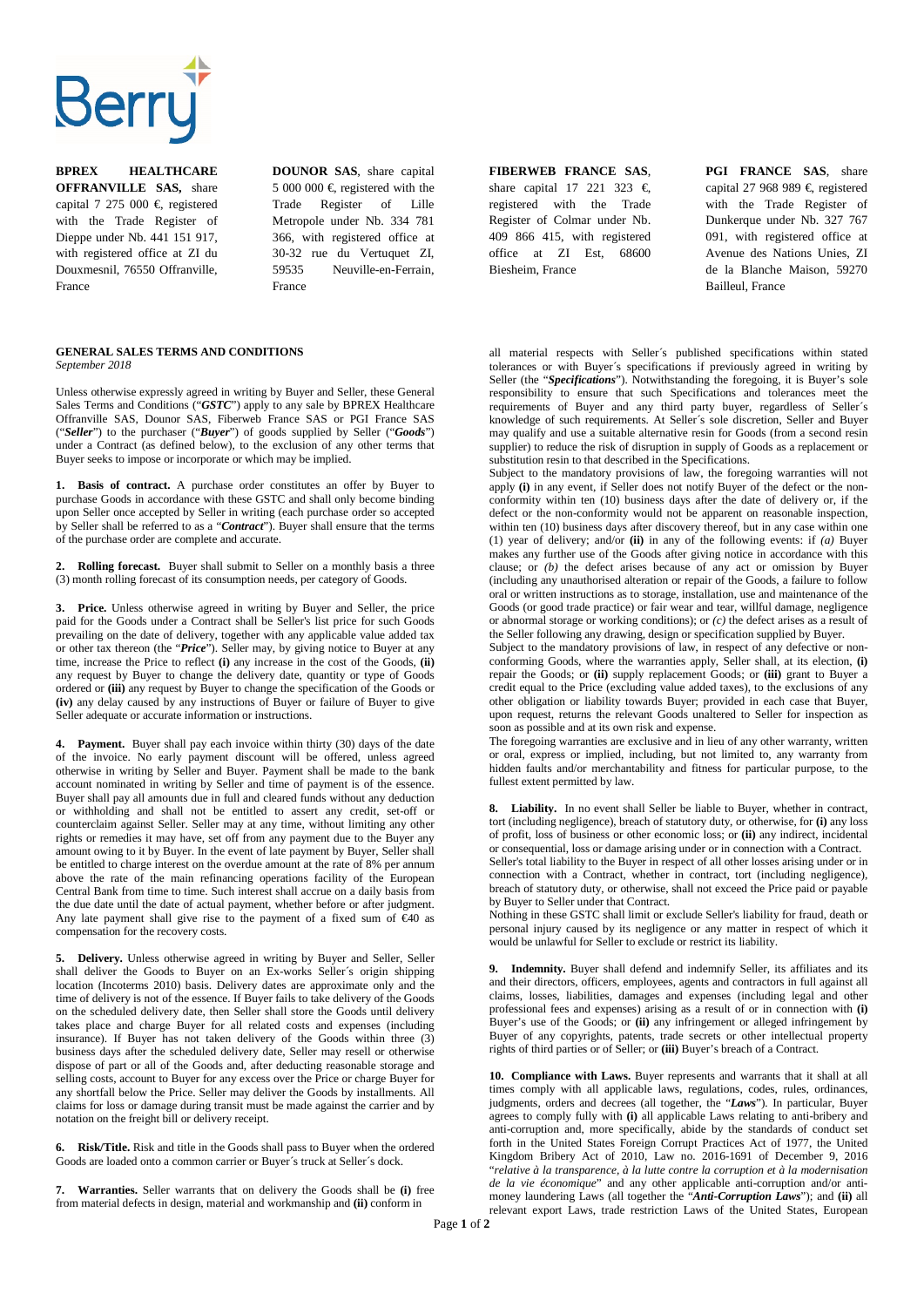Berry

**BPREX HEALTHCARE OFFRANVILLE SAS,** share capital 7 275 000 €, registered with the Trade Register of Dieppe under Nb. 441 151 917, with registered office at ZI du Douxmesnil, 76550 Offranville, France

**DOUNOR SAS**, share capital 5 000 000 €, registered with the Trade Register of Lille Metropole under Nb. 334 781 366, with registered office at 30-32 rue du Vertuquet ZI, 59535 Neuville-en-Ferrain, France

**FIBERWEB FRANCE SAS**, share capital 17 221 323 €, registered with the Trade Register of Colmar under Nb. 409 866 415, with registered office at ZI Est, 68600 Biesheim, France

**PGI FRANCE SAS**, share capital 27 968 989 €, registered with the Trade Register of Dunkerque under Nb. 327 767 091, with registered office at Avenue des Nations Unies, ZI de la Blanche Maison, 59270 Bailleul, France

**GENERAL SALES TERMS AND CONDITIONS**
*September 2018*

Unless otherwise expressly agreed in writing by Buyer and Seller, these General Sales Terms and Conditions ("***GSTC***") apply to any sale by BPREX Healthcare Offranville SAS, Dounor SAS, Fiberweb France SAS or PGI France SAS ("***Seller***") to the purchaser ("***Buyer***") of goods supplied by Seller ("***Goods***") under a Contract (as defined below), to the exclusion of any other terms that Buyer seeks to impose or incorporate or which may be implied.

**1. Basis of contract.** A purchase order constitutes an offer by Buyer to purchase Goods in accordance with these GSTC and shall only become binding upon Seller once accepted by Seller in writing (each purchase order so accepted by Seller shall be referred to as a "***Contract***"). Buyer shall ensure that the terms of the purchase order are complete and accurate.

**2. Rolling forecast.** Buyer shall submit to Seller on a monthly basis a three (3) month rolling forecast of its consumption needs, per category of Goods.

**3. Price.** Unless otherwise agreed in writing by Buyer and Seller, the price paid for the Goods under a Contract shall be Seller's list price for such Goods prevailing on the date of delivery, together with any applicable value added tax or other tax thereon (the "***Price***"). Seller may, by giving notice to Buyer at any time, increase the Price to reflect **(i)** any increase in the cost of the Goods, **(ii)** any request by Buyer to change the delivery date, quantity or type of Goods ordered or **(iii)** any request by Buyer to change the specification of the Goods or **(iv)** any delay caused by any instructions of Buyer or failure of Buyer to give Seller adequate or accurate information or instructions.

**4. Payment.** Buyer shall pay each invoice within thirty (30) days of the date of the invoice. No early payment discount will be offered, unless agreed otherwise in writing by Seller and Buyer. Payment shall be made to the bank account nominated in writing by Seller and time of payment is of the essence. Buyer shall pay all amounts due in full and cleared funds without any deduction or withholding and shall not be entitled to assert any credit, set-off or counterclaim against Seller. Seller may at any time, without limiting any other rights or remedies it may have, set off from any payment due to the Buyer any amount owing to it by Buyer. In the event of late payment by Buyer, Seller shall be entitled to charge interest on the overdue amount at the rate of 8% per annum above the rate of the main refinancing operations facility of the European Central Bank from time to time. Such interest shall accrue on a daily basis from the due date until the date of actual payment, whether before or after judgment. Any late payment shall give rise to the payment of a fixed sum of €40 as compensation for the recovery costs.

**5. Delivery.** Unless otherwise agreed in writing by Buyer and Seller, Seller shall deliver the Goods to Buyer on an Ex-works Seller´s origin shipping location (Incoterms 2010) basis. Delivery dates are approximate only and the time of delivery is not of the essence. If Buyer fails to take delivery of the Goods on the scheduled delivery date, then Seller shall store the Goods until delivery takes place and charge Buyer for all related costs and expenses (including insurance). If Buyer has not taken delivery of the Goods within three (3) business days after the scheduled delivery date, Seller may resell or otherwise dispose of part or all of the Goods and, after deducting reasonable storage and selling costs, account to Buyer for any excess over the Price or charge Buyer for any shortfall below the Price. Seller may deliver the Goods by installments. All claims for loss or damage during transit must be made against the carrier and by notation on the freight bill or delivery receipt.

**6. Risk/Title.** Risk and title in the Goods shall pass to Buyer when the ordered Goods are loaded onto a common carrier or Buyer´s truck at Seller´s dock.

**7. Warranties.** Seller warrants that on delivery the Goods shall be **(i)** free from material defects in design, material and workmanship and **(ii)** conform in all material respects with Seller´s published specifications within stated tolerances or with Buyer´s specifications if previously agreed in writing by Seller (the "***Specifications***"). Notwithstanding the foregoing, it is Buyer's sole responsibility to ensure that such Specifications and tolerances meet the requirements of Buyer and any third party buyer, regardless of Seller´s knowledge of such requirements. At Seller´s sole discretion, Seller and Buyer may qualify and use a suitable alternative resin for Goods (from a second resin supplier) to reduce the risk of disruption in supply of Goods as a replacement or substitution resin to that described in the Specifications.

Subject to the mandatory provisions of law, the foregoing warranties will not apply **(i)** in any event, if Seller does not notify Buyer of the defect or the non-conformity within ten (10) business days after the date of delivery or, if the defect or the non-conformity would not be apparent on reasonable inspection, within ten (10) business days after discovery thereof, but in any case within one (1) year of delivery; and/or **(ii)** in any of the following events: if *(a)* Buyer makes any further use of the Goods after giving notice in accordance with this clause; or *(b)* the defect arises because of any act or omission by Buyer (including any unauthorised alteration or repair of the Goods, a failure to follow oral or written instructions as to storage, installation, use and maintenance of the Goods (or good trade practice) or fair wear and tear, willful damage, negligence or abnormal storage or working conditions); or *(c)* the defect arises as a result of the Seller following any drawing, design or specification supplied by Buyer.

Subject to the mandatory provisions of law, in respect of any defective or non-conforming Goods, where the warranties apply, Seller shall, at its election, **(i)** repair the Goods; or **(ii)** supply replacement Goods; or **(iii)** grant to Buyer a credit equal to the Price (excluding value added taxes), to the exclusions of any other obligation or liability towards Buyer; provided in each case that Buyer, upon request, returns the relevant Goods unaltered to Seller for inspection as soon as possible and at its own risk and expense.

The foregoing warranties are exclusive and in lieu of any other warranty, written or oral, express or implied, including, but not limited to, any warranty from hidden faults and/or merchantability and fitness for particular purpose, to the fullest extent permitted by law.

**8. Liability.** In no event shall Seller be liable to Buyer, whether in contract, tort (including negligence), breach of statutory duty, or otherwise, for **(i)** any loss of profit, loss of business or other economic loss; or **(ii)** any indirect, incidental or consequential, loss or damage arising under or in connection with a Contract.

Seller's total liability to the Buyer in respect of all other losses arising under or in connection with a Contract, whether in contract, tort (including negligence), breach of statutory duty, or otherwise, shall not exceed the Price paid or payable by Buyer to Seller under that Contract.

Nothing in these GSTC shall limit or exclude Seller's liability for fraud, death or personal injury caused by its negligence or any matter in respect of which it would be unlawful for Seller to exclude or restrict its liability.

**9. Indemnity.** Buyer shall defend and indemnify Seller, its affiliates and its and their directors, officers, employees, agents and contractors in full against all claims, losses, liabilities, damages and expenses (including legal and other professional fees and expenses) arising as a result of or in connection with **(i)** Buyer's use of the Goods; or **(ii)** any infringement or alleged infringement by Buyer of any copyrights, patents, trade secrets or other intellectual property rights of third parties or of Seller; or **(iii)** Buyer's breach of a Contract.

**10. Compliance with Laws.** Buyer represents and warrants that it shall at all times comply with all applicable laws, regulations, codes, rules, ordinances, judgments, orders and decrees (all together, the "***Laws***"). In particular, Buyer agrees to comply fully with **(i)** all applicable Laws relating to anti-bribery and anti-corruption and, more specifically, abide by the standards of conduct set forth in the United States Foreign Corrupt Practices Act of 1977, the United Kingdom Bribery Act of 2010, Law no. 2016-1691 of December 9, 2016 "*relative à la transparence, à la lutte contre la corruption et à la modernisation de la vie économique*" and any other applicable anti-corruption and/or anti-money laundering Laws (all together the "***Anti-Corruption Laws***"); and **(ii)** all relevant export Laws, trade restriction Laws of the United States, European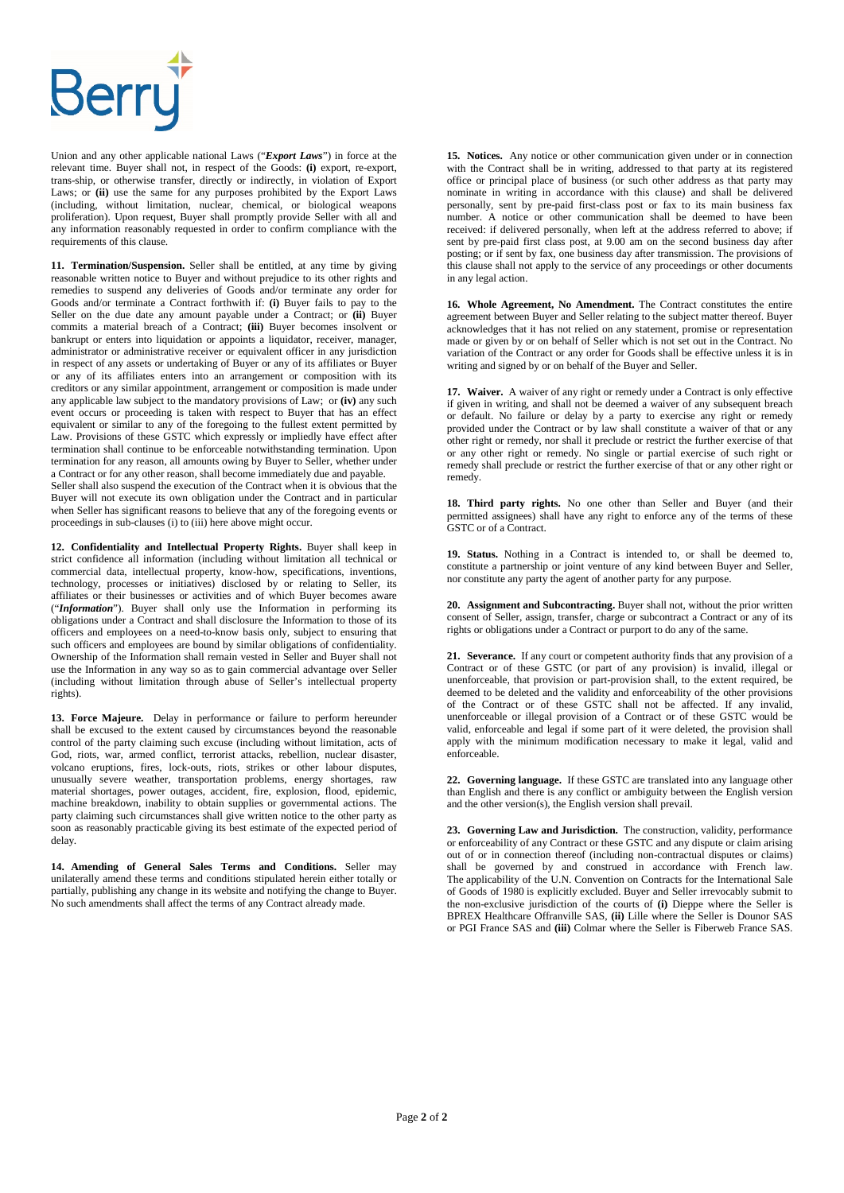Union and any other applicable national Laws ("***Export Laws***") in force at the relevant time. Buyer shall not, in respect of the Goods: **(i)** export, re-export, trans-ship, or otherwise transfer, directly or indirectly, in violation of Export Laws; or **(ii)** use the same for any purposes prohibited by the Export Laws (including, without limitation, nuclear, chemical, or biological weapons proliferation). Upon request, Buyer shall promptly provide Seller with all and any information reasonably requested in order to confirm compliance with the requirements of this clause.

**11. Termination/Suspension.** Seller shall be entitled, at any time by giving reasonable written notice to Buyer and without prejudice to its other rights and remedies to suspend any deliveries of Goods and/or terminate any order for Goods and/or terminate a Contract forthwith if: **(i)** Buyer fails to pay to the Seller on the due date any amount payable under a Contract; or **(ii)** Buyer commits a material breach of a Contract; **(iii)** Buyer becomes insolvent or bankrupt or enters into liquidation or appoints a liquidator, receiver, manager, administrator or administrative receiver or equivalent officer in any jurisdiction in respect of any assets or undertaking of Buyer or any of its affiliates or Buyer or any of its affiliates enters into an arrangement or composition with its creditors or any similar appointment, arrangement or composition is made under any applicable law subject to the mandatory provisions of Law; or **(iv)** any such event occurs or proceeding is taken with respect to Buyer that has an effect equivalent or similar to any of the foregoing to the fullest extent permitted by Law. Provisions of these GSTC which expressly or impliedly have effect after termination shall continue to be enforceable notwithstanding termination. Upon termination for any reason, all amounts owing by Buyer to Seller, whether under a Contract or for any other reason, shall become immediately due and payable.
Seller shall also suspend the execution of the Contract when it is obvious that the Buyer will not execute its own obligation under the Contract and in particular when Seller has significant reasons to believe that any of the foregoing events or proceedings in sub-clauses (i) to (iii) here above might occur.

**12. Confidentiality and Intellectual Property Rights.** Buyer shall keep in strict confidence all information (including without limitation all technical or commercial data, intellectual property, know-how, specifications, inventions, technology, processes or initiatives) disclosed by or relating to Seller, its affiliates or their businesses or activities and of which Buyer becomes aware ("***Information***"). Buyer shall only use the Information in performing its obligations under a Contract and shall disclosure the Information to those of its officers and employees on a need-to-know basis only, subject to ensuring that such officers and employees are bound by similar obligations of confidentiality. Ownership of the Information shall remain vested in Seller and Buyer shall not use the Information in any way so as to gain commercial advantage over Seller (including without limitation through abuse of Seller's intellectual property rights).

**13. Force Majeure.** Delay in performance or failure to perform hereunder shall be excused to the extent caused by circumstances beyond the reasonable control of the party claiming such excuse (including without limitation, acts of God, riots, war, armed conflict, terrorist attacks, rebellion, nuclear disaster, volcano eruptions, fires, lock-outs, riots, strikes or other labour disputes, unusually severe weather, transportation problems, energy shortages, raw material shortages, power outages, accident, fire, explosion, flood, epidemic, machine breakdown, inability to obtain supplies or governmental actions. The party claiming such circumstances shall give written notice to the other party as soon as reasonably practicable giving its best estimate of the expected period of delay.

**14. Amending of General Sales Terms and Conditions.** Seller may unilaterally amend these terms and conditions stipulated herein either totally or partially, publishing any change in its website and notifying the change to Buyer. No such amendments shall affect the terms of any Contract already made.

**15. Notices.** Any notice or other communication given under or in connection with the Contract shall be in writing, addressed to that party at its registered office or principal place of business (or such other address as that party may nominate in writing in accordance with this clause) and shall be delivered personally, sent by pre-paid first-class post or fax to its main business fax number. A notice or other communication shall be deemed to have been received: if delivered personally, when left at the address referred to above; if sent by pre-paid first class post, at 9.00 am on the second business day after posting; or if sent by fax, one business day after transmission. The provisions of this clause shall not apply to the service of any proceedings or other documents in any legal action.

**16. Whole Agreement, No Amendment.** The Contract constitutes the entire agreement between Buyer and Seller relating to the subject matter thereof. Buyer acknowledges that it has not relied on any statement, promise or representation made or given by or on behalf of Seller which is not set out in the Contract. No variation of the Contract or any order for Goods shall be effective unless it is in writing and signed by or on behalf of the Buyer and Seller.

**17. Waiver.** A waiver of any right or remedy under a Contract is only effective if given in writing, and shall not be deemed a waiver of any subsequent breach or default. No failure or delay by a party to exercise any right or remedy provided under the Contract or by law shall constitute a waiver of that or any other right or remedy, nor shall it preclude or restrict the further exercise of that or any other right or remedy. No single or partial exercise of such right or remedy shall preclude or restrict the further exercise of that or any other right or remedy.

**18. Third party rights.** No one other than Seller and Buyer (and their permitted assignees) shall have any right to enforce any of the terms of these GSTC or of a Contract.

**19. Status.** Nothing in a Contract is intended to, or shall be deemed to, constitute a partnership or joint venture of any kind between Buyer and Seller, nor constitute any party the agent of another party for any purpose.

**20. Assignment and Subcontracting.** Buyer shall not, without the prior written consent of Seller, assign, transfer, charge or subcontract a Contract or any of its rights or obligations under a Contract or purport to do any of the same.

**21. Severance.** If any court or competent authority finds that any provision of a Contract or of these GSTC (or part of any provision) is invalid, illegal or unenforceable, that provision or part-provision shall, to the extent required, be deemed to be deleted and the validity and enforceability of the other provisions of the Contract or of these GSTC shall not be affected. If any invalid, unenforceable or illegal provision of a Contract or of these GSTC would be valid, enforceable and legal if some part of it were deleted, the provision shall apply with the minimum modification necessary to make it legal, valid and enforceable.

**22. Governing language.** If these GSTC are translated into any language other than English and there is any conflict or ambiguity between the English version and the other version(s), the English version shall prevail.

**23. Governing Law and Jurisdiction.** The construction, validity, performance or enforceability of any Contract or these GSTC and any dispute or claim arising out of or in connection thereof (including non-contractual disputes or claims) shall be governed by and construed in accordance with French law. The applicability of the U.N. Convention on Contracts for the International Sale of Goods of 1980 is explicitly excluded. Buyer and Seller irrevocably submit to the non-exclusive jurisdiction of the courts of **(i)** Dieppe where the Seller is BPREX Healthcare Offranville SAS, **(ii)** Lille where the Seller is Dounor SAS or PGI France SAS and **(iii)** Colmar where the Seller is Fiberweb France SAS.